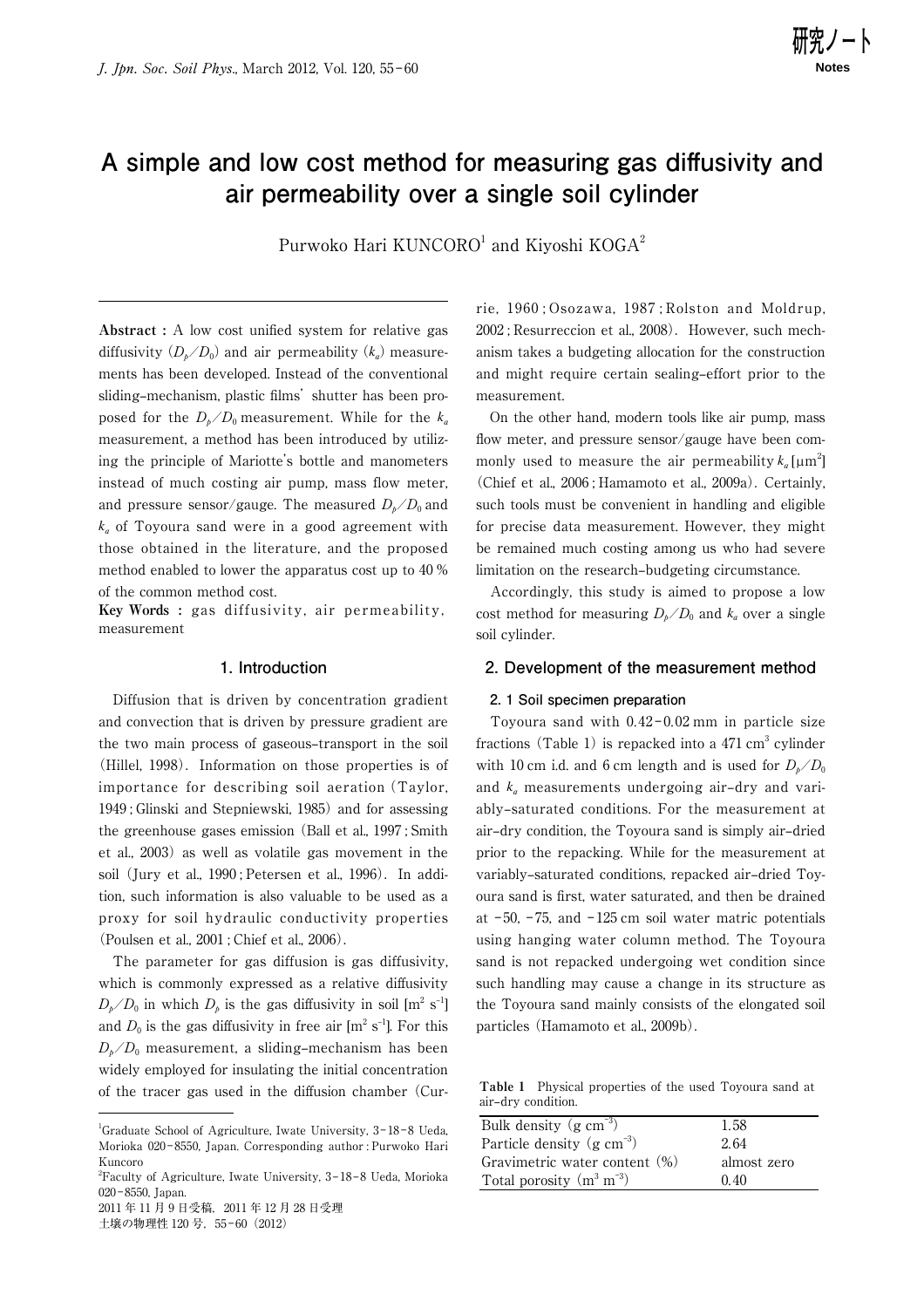# A simple and low cost method for measuring gas diffusivity and air permeability over a single soil cylinder

Purwoko Hari KUNCORO[1] and Kiyoshi KOGA[2]

**Abstract :** A low cost unified system for relative gas diffusivity ($D_p/D_0$) and air permeability ($k_a$) measurements has been developed. Instead of the conventional sliding-mechanism, plastic films' shutter has been proposed for the $D_p/D_0$ measurement. While for the $k_a$ measurement, a method has been introduced by utilizing the principle of Mariotte's bottle and manometers instead of much costing air pump, mass flow meter, and pressure sensor/gauge. The measured $D_p/D_0$ and $k_a$ of Toyoura sand were in a good agreement with those obtained in the literature, and the proposed method enabled to lower the apparatus cost up to 40 % of the common method cost.

**Key Words :** gas diffusivity, air permeability, measurement

## 1. Introduction

Diffusion that is driven by concentration gradient and convection that is driven by pressure gradient are the two main process of gaseous-transport in the soil (Hillel, 1998). Information on those properties is of importance for describing soil aeration (Taylor, 1949 ; Glinski and Stepniewski, 1985) and for assessing the greenhouse gases emission (Ball et al., 1997 ; Smith et al., 2003) as well as volatile gas movement in the soil (Jury et al., 1990 ; Petersen et al., 1996). In addition, such information is also valuable to be used as a proxy for soil hydraulic conductivity properties (Poulsen et al., 2001 ; Chief et al., 2006).

The parameter for gas diffusion is gas diffusivity, which is commonly expressed as a relative diffusivity $D_p/D_0$ in which $D_p$ is the gas diffusivity in soil [$m^2$ $s^{-1}$] and $D_0$ is the gas diffusivity in free air [$m^2$ $s^{-1}$]. For this $D_p/D_0$ measurement, a sliding-mechanism has been widely employed for insulating the initial concentration of the tracer gas used in the diffusion chamber (Currie, 1960 ; Osozawa, 1987 ; Rolston and Moldrup, 2002 ; Resurreccion et al., 2008). However, such mechanism takes a budgeting allocation for the construction and might require certain sealing-effort prior to the measurement.

On the other hand, modern tools like air pump, mass flow meter, and pressure sensor/gauge have been commonly used to measure the air permeability $k_a$ [$\mu m^2$] (Chief et al., 2006 ; Hamamoto et al., 2009a). Certainly, such tools must be convenient in handling and eligible for precise data measurement. However, they might be remained much costing among us who had severe limitation on the research-budgeting circumstance.

Accordingly, this study is aimed to propose a low cost method for measuring $D_p/D_0$ and $k_a$ over a single soil cylinder.

## 2. Development of the measurement method

### 2. 1 Soil specimen preparation

Toyoura sand with 0.42-0.02 mm in particle size fractions (Table 1) is repacked into a 471 $cm^3$ cylinder with 10 cm i.d. and 6 cm length and is used for $D_p/D_0$ and $k_a$ measurements undergoing air-dry and variably-saturated conditions. For the measurement at air-dry condition, the Toyoura sand is simply air-dried prior to the repacking. While for the measurement at variably-saturated conditions, repacked air-dried Toyoura sand is first, water saturated, and then be drained at -50, -75, and -125 cm soil water matric potentials using hanging water column method. The Toyoura sand is not repacked undergoing wet condition since such handling may cause a change in its structure as the Toyoura sand mainly consists of the elongated soil particles (Hamamoto et al., 2009b).

**Table 1** Physical properties of the used Toyoura sand at air-dry condition.

| | |
|---|---|
| Bulk density ($g$ $cm^{-3}$) | 1.58 |
| Particle density ($g$ $cm^{-3}$) | 2.64 |
| Gravimetric water content (%) | almost zero |
| Total porosity ($m^3$ $m^{-3}$) | 0.40 |

---

[1] Graduate School of Agriculture, Iwate University, 3-18-8 Ueda, Morioka 020-8550, Japan. Corresponding author : Purwoko Hari Kuncoro

[2] Faculty of Agriculture, Iwate University, 3-18-8 Ueda, Morioka 020-8550, Japan.

2011 年 11 月 9 日受稿，2011 年 12 月 28 日受理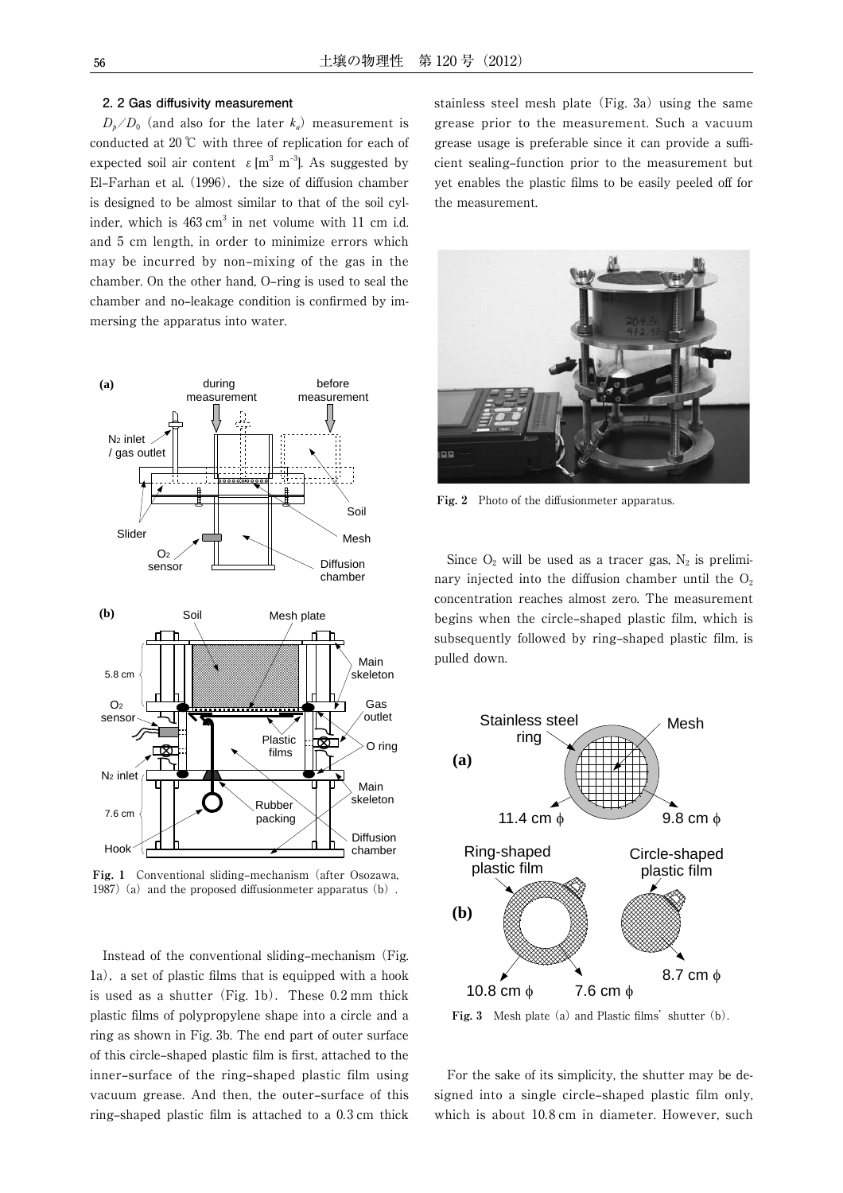### 2. 2 Gas diffusivity measurement

$D_p/D_0$ (and also for the later $k_a$) measurement is conducted at 20 ℃ with three of replication for each of expected soil air content $\varepsilon$ [m$^3$ m$^{-3}$]. As suggested by El–Farhan et al. (1996), the size of diffusion chamber is designed to be almost similar to that of the soil cylinder, which is 463 cm$^3$ in net volume with 11 cm i.d. and 5 cm length, in order to minimize errors which may be incurred by non–mixing of the gas in the chamber. On the other hand, O–ring is used to seal the chamber and no–leakage condition is confirmed by immersing the apparatus into water.

**Fig. 1** Conventional sliding–mechanism (after Osozawa, 1987) (a) and the proposed diffusionmeter apparatus (b).

Instead of the conventional sliding–mechanism (Fig. 1a), a set of plastic films that is equipped with a hook is used as a shutter (Fig. 1b). These 0.2 mm thick plastic films of polypropylene shape into a circle and a ring as shown in Fig. 3b. The end part of outer surface of this circle–shaped plastic film is first, attached to the inner–surface of the ring–shaped plastic film using vacuum grease. And then, the outer–surface of this ring–shaped plastic film is attached to a 0.3 cm thick stainless steel mesh plate (Fig. 3a) using the same grease prior to the measurement. Such a vacuum grease usage is preferable since it can provide a sufficient sealing–function prior to the measurement but yet enables the plastic films to be easily peeled off for the measurement.

**Fig. 2** Photo of the diffusionmeter apparatus.

Since $O_2$ will be used as a tracer gas, $N_2$ is preliminary injected into the diffusion chamber until the $O_2$ concentration reaches almost zero. The measurement begins when the circle–shaped plastic film, which is subsequently followed by ring–shaped plastic film, is pulled down.

**Fig. 3** Mesh plate (a) and Plastic films' shutter (b).

For the sake of its simplicity, the shutter may be designed into a single circle–shaped plastic film only, which is about 10.8 cm in diameter. However, such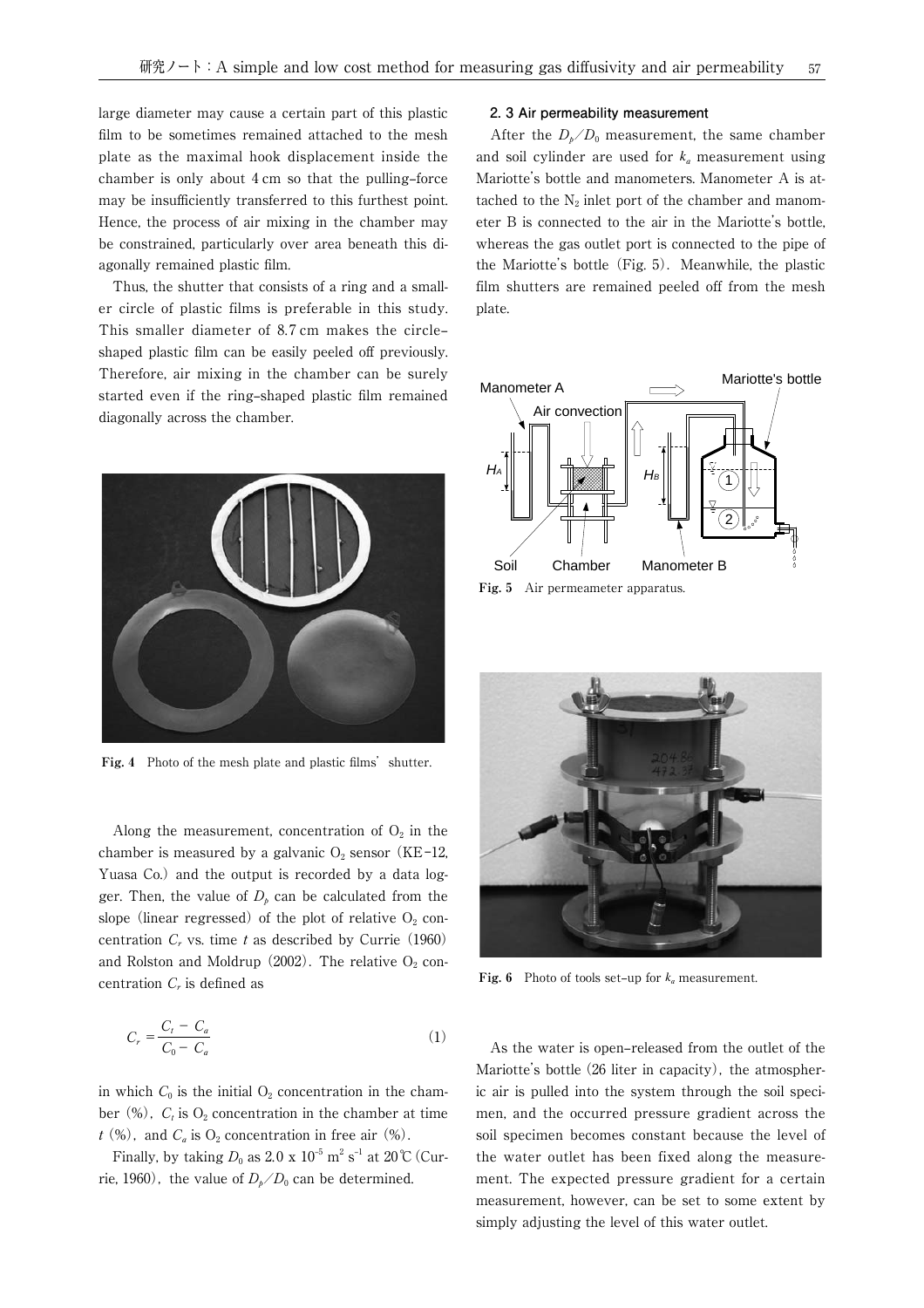large diameter may cause a certain part of this plastic film to be sometimes remained attached to the mesh plate as the maximal hook displacement inside the chamber is only about 4 cm so that the pulling–force may be insufficiently transferred to this furthest point. Hence, the process of air mixing in the chamber may be constrained, particularly over area beneath this diagonally remained plastic film.

Thus, the shutter that consists of a ring and a smaller circle of plastic films is preferable in this study. This smaller diameter of 8.7 cm makes the circle–shaped plastic film can be easily peeled off previously. Therefore, air mixing in the chamber can be surely started even if the ring–shaped plastic film remained diagonally across the chamber.

**Fig. 4** Photo of the mesh plate and plastic films' shutter.

Along the measurement, concentration of $O_2$ in the chamber is measured by a galvanic $O_2$ sensor (KE–12, Yuasa Co.) and the output is recorded by a data logger. Then, the value of $D_p$ can be calculated from the slope (linear regressed) of the plot of relative $O_2$ concentration $C_r$ vs. time $t$ as described by Currie (1960) and Rolston and Moldrup (2002). The relative $O_2$ concentration $C_r$ is defined as

$$C_r = \frac{C_t - C_a}{C_0 - C_a} \tag{1}$$

in which $C_0$ is the initial $O_2$ concentration in the chamber (%), $C_t$ is $O_2$ concentration in the chamber at time $t$ (%), and $C_a$ is $O_2$ concentration in free air (%).

Finally, by taking $D_0$ as $2.0 \times 10^{-5}$ m$^2$ s$^{-1}$ at 20℃ (Currie, 1960), the value of $D_p/D_0$ can be determined.

### 2. 3 Air permeability measurement

After the $D_p/D_0$ measurement, the same chamber and soil cylinder are used for $k_a$ measurement using Mariotte's bottle and manometers. Manometer A is attached to the $N_2$ inlet port of the chamber and manometer B is connected to the air in the Mariotte's bottle, whereas the gas outlet port is connected to the pipe of the Mariotte's bottle (Fig. 5). Meanwhile, the plastic film shutters are remained peeled off from the mesh plate.

**Fig. 5** Air permeameter apparatus.

**Fig. 6** Photo of tools set–up for $k_a$ measurement.

As the water is open–released from the outlet of the Mariotte's bottle (26 liter in capacity), the atmospheric air is pulled into the system through the soil specimen, and the occurred pressure gradient across the soil specimen becomes constant because the level of the water outlet has been fixed along the measurement. The expected pressure gradient for a certain measurement, however, can be set to some extent by simply adjusting the level of this water outlet.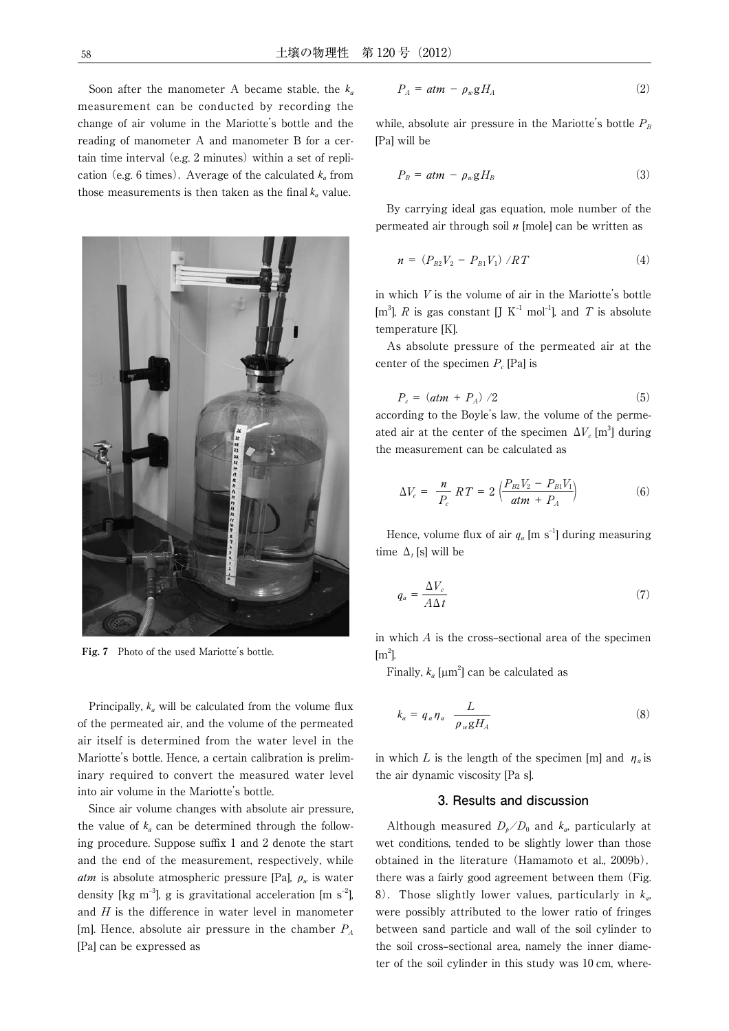Soon after the manometer A became stable, the $k_a$ measurement can be conducted by recording the change of air volume in the Mariotte's bottle and the reading of manometer A and manometer B for a certain time interval (e.g. 2 minutes) within a set of replication (e.g. 6 times). Average of the calculated $k_a$ from those measurements is then taken as the final $k_a$ value.

**Fig. 7** Photo of the used Mariotte's bottle.

Principally, $k_a$ will be calculated from the volume flux of the permeated air, and the volume of the permeated air itself is determined from the water level in the Mariotte's bottle. Hence, a certain calibration is preliminary required to convert the measured water level into air volume in the Mariotte's bottle.

Since air volume changes with absolute air pressure, the value of $k_a$ can be determined through the following procedure. Suppose suffix 1 and 2 denote the start and the end of the measurement, respectively, while *atm* is absolute atmospheric pressure [Pa], $\rho_w$ is water density [kg m$^{-3}$], g is gravitational acceleration [m s$^{-2}$], and $H$ is the difference in water level in manometer [m]. Hence, absolute air pressure in the chamber $P_A$ [Pa] can be expressed as

$$P_A = atm - \rho_w g H_A \tag{2}$$

while, absolute air pressure in the Mariotte's bottle $P_B$ [Pa] will be

$$P_B = atm - \rho_w g H_B \tag{3}$$

By carrying ideal gas equation, mole number of the permeated air through soil $n$ [mole] can be written as

$$n = (P_{B2}V_2 - P_{B1}V_1)/RT \tag{4}$$

in which $V$ is the volume of air in the Mariotte's bottle [m$^3$], $R$ is gas constant [J K$^{-1}$ mol$^{-1}$], and $T$ is absolute temperature [K].

As absolute pressure of the permeated air at the center of the specimen $P_c$ [Pa] is

$$P_c = (atm + P_A)/2 \tag{5}$$

according to the Boyle's law, the volume of the permeated air at the center of the specimen $\Delta V_c$ [m$^3$] during the measurement can be calculated as

$$\Delta V_c = \frac{n}{P_c} RT = 2\left(\frac{P_{B2}V_2 - P_{B1}V_1}{atm + P_A}\right) \tag{6}$$

Hence, volume flux of air $q_a$ [m s$^{-1}$] during measuring time $\Delta_t$ [s] will be

$$q_a = \frac{\Delta V_c}{A\Delta t} \tag{7}$$

in which $A$ is the cross-sectional area of the specimen [m$^2$].

Finally, $k_a$ [μm$^2$] can be calculated as

$$k_a = q_a \eta_a \frac{L}{\rho_w g H_A} \tag{8}$$

in which $L$ is the length of the specimen [m] and $\eta_a$ is the air dynamic viscosity [Pa s].

## 3. Results and discussion

Although measured $D_p/D_0$ and $k_a$, particularly at wet conditions, tended to be slightly lower than those obtained in the literature (Hamamoto et al., 2009b), there was a fairly good agreement between them (Fig. 8). Those slightly lower values, particularly in $k_a$, were possibly attributed to the lower ratio of fringes between sand particle and wall of the soil cylinder to the soil cross-sectional area, namely the inner diameter of the soil cylinder in this study was 10 cm, where-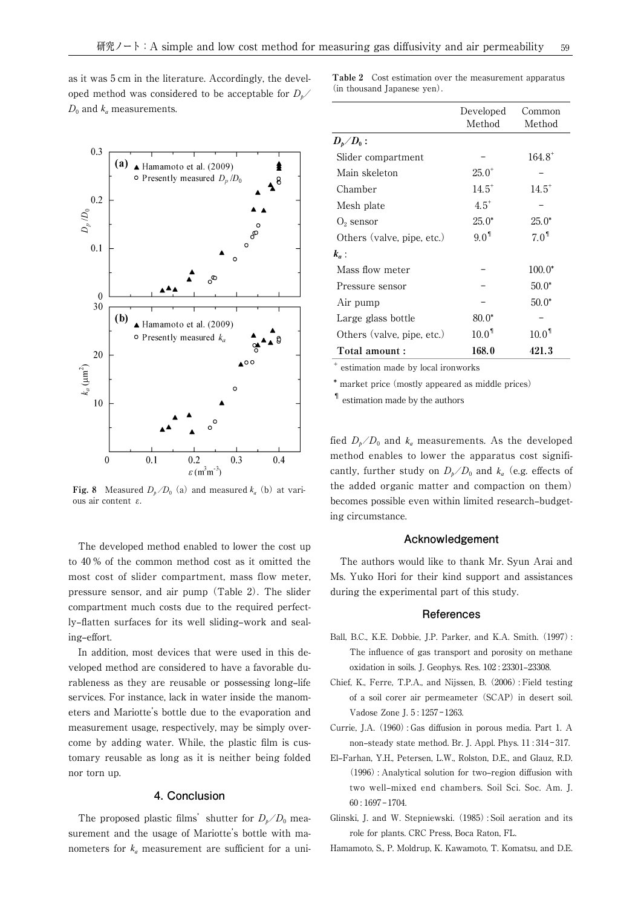as it was 5 cm in the literature. Accordingly, the developed method was considered to be acceptable for $D_p/D_0$ and $k_a$ measurements.

**Fig. 8** Measured $D_p/D_0$ (a) and measured $k_a$ (b) at various air content $\varepsilon$.

The developed method enabled to lower the cost up to 40 % of the common method cost as it omitted the most cost of slider compartment, mass flow meter, pressure sensor, and air pump (Table 2). The slider compartment much costs due to the required perfectly-flatten surfaces for its well sliding-work and sealing-effort.

In addition, most devices that were used in this developed method are considered to have a favorable durableness as they are reusable or possessing long-life services. For instance, lack in water inside the manometers and Mariotte's bottle due to the evaporation and measurement usage, respectively, may be simply overcome by adding water. While, the plastic film is customary reusable as long as it is neither being folded nor torn up.

## 4. Conclusion

The proposed plastic films' shutter for $D_p/D_0$ measurement and the usage of Mariotte's bottle with manometers for $k_a$ measurement are sufficient for a unified $D_p/D_0$ and $k_a$ measurements. As the developed method enables to lower the apparatus cost significantly, further study on $D_p/D_0$ and $k_a$ (e.g. effects of the added organic matter and compaction on them) becomes possible even within limited research-budgeting circumstance.

**Table 2** Cost estimation over the measurement apparatus (in thousand Japanese yen).

| | Developed Method | Common Method |
|---|---|---|
| **$D_p/D_0$ :** | | |
| Slider compartment | – | 164.8[+] |
| Main skeleton | 25.0[+] | – |
| Chamber | 14.5[+] | 14.5[+] |
| Mesh plate | 4.5[+] | – |
| $O_2$ sensor | 25.0[*] | 25.0[*] |
| Others (valve, pipe, etc.) | 9.0[¶] | 7.0[¶] |
| **$k_a$ :** | | |
| Mass flow meter | – | 100.0[*] |
| Pressure sensor | – | 50.0[*] |
| Air pump | – | 50.0[*] |
| Large glass bottle | 80.0[*] | – |
| Others (valve, pipe, etc.) | 10.0[¶] | 10.0[¶] |
| **Total amount :** | **168.0** | **421.3** |

[+] estimation made by local ironworks

[*] market price (mostly appeared as middle prices)

[¶] estimation made by the authors

## Acknowledgement

The authors would like to thank Mr. Syun Arai and Ms. Yuko Hori for their kind support and assistances during the experimental part of this study.

## References

Ball, B.C., K.E. Dobbie, J.P. Parker, and K.A. Smith. (1997) : The influence of gas transport and porosity on methane oxidation in soils. J. Geophys. Res. 102 : 23301–23308.

Chief, K., Ferre, T.P.A., and Nijssen, B. (2006) : Field testing of a soil corer air permeameter (SCAP) in desert soil. Vadose Zone J. 5 : 1257–1263.

Currie, J.A. (1960) : Gas diffusion in porous media. Part 1. A non-steady state method. Br. J. Appl. Phys. 11 : 314–317.

El-Farhan, Y.H., Petersen, L.W., Rolston, D.E., and Glauz, R.D. (1996) : Analytical solution for two-region diffusion with two well-mixed end chambers. Soil Sci. Soc. Am. J. 60 : 1697–1704.

Glinski, J. and W. Stepniewski. (1985) : Soil aeration and its role for plants. CRC Press, Boca Raton, FL.

Hamamoto, S., P. Moldrup, K. Kawamoto, T. Komatsu, and D.E.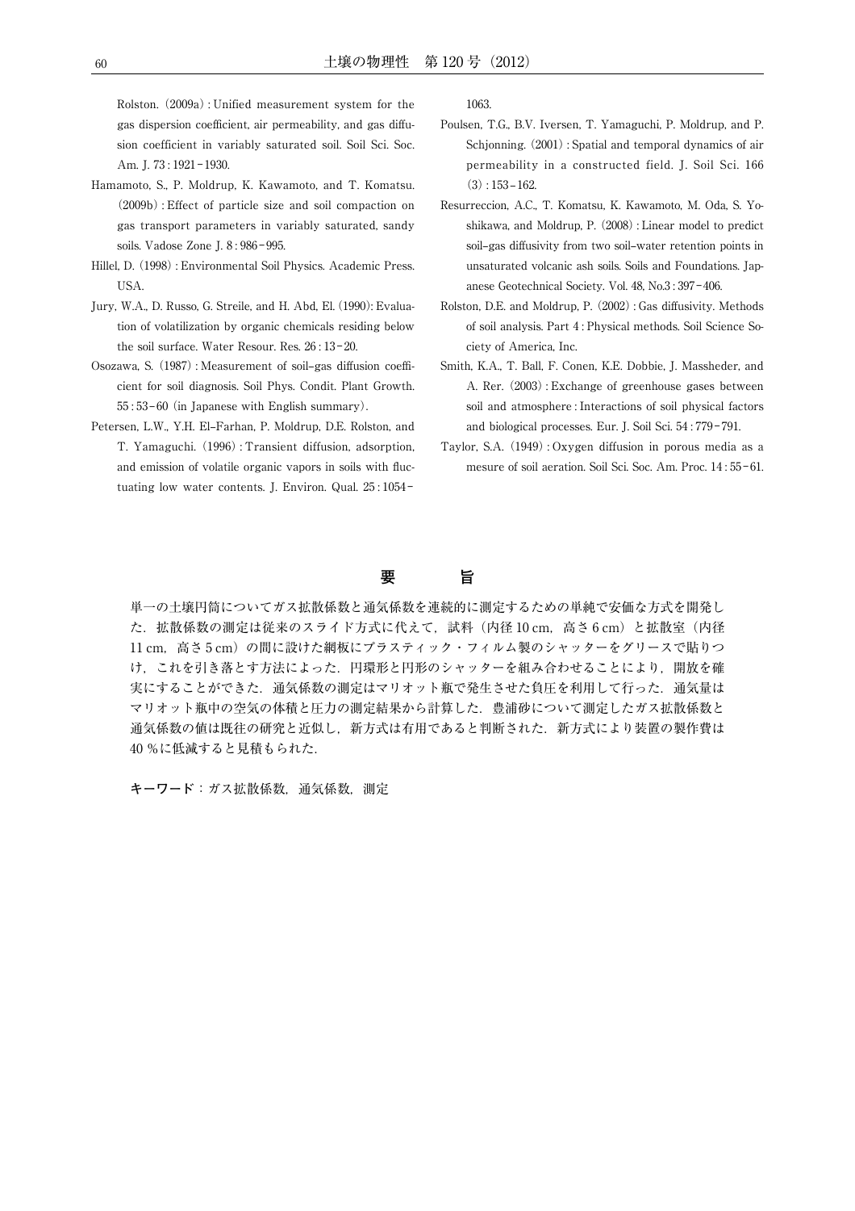Rolston. (2009a) : Unified measurement system for the gas dispersion coefficient, air permeability, and gas diffusion coefficient in variably saturated soil. Soil Sci. Soc. Am. J. 73 : 1921–1930.

Hamamoto, S., P. Moldrup, K. Kawamoto, and T. Komatsu. (2009b) : Effect of particle size and soil compaction on gas transport parameters in variably saturated, sandy soils. Vadose Zone J. 8 : 986–995.

Hillel, D. (1998) : Environmental Soil Physics. Academic Press. USA.

Jury, W.A., D. Russo, G. Streile, and H. Abd, El. (1990): Evaluation of volatilization by organic chemicals residing below the soil surface. Water Resour. Res. 26 : 13–20.

Osozawa, S. (1987) : Measurement of soil–gas diffusion coefficient for soil diagnosis. Soil Phys. Condit. Plant Growth. 55 : 53–60 (in Japanese with English summary).

Petersen, L.W., Y.H. El–Farhan, P. Moldrup, D.E. Rolston, and T. Yamaguchi. (1996) : Transient diffusion, adsorption, and emission of volatile organic vapors in soils with fluctuating low water contents. J. Environ. Qual. 25 : 1054–1063.

Poulsen, T.G., B.V. Iversen, T. Yamaguchi, P. Moldrup, and P. Schjonning. (2001) : Spatial and temporal dynamics of air permeability in a constructed field. J. Soil Sci. 166 (3) : 153–162.

Resurreccion, A.C., T. Komatsu, K. Kawamoto, M. Oda, S. Yoshikawa, and Moldrup, P. (2008) : Linear model to predict soil–gas diffusivity from two soil–water retention points in unsaturated volcanic ash soils. Soils and Foundations. Japanese Geotechnical Society. Vol. 48, No.3 : 397–406.

Rolston, D.E. and Moldrup, P. (2002) : Gas diffusivity. Methods of soil analysis. Part 4 : Physical methods. Soil Science Society of America, Inc.

Smith, K.A., T. Ball, F. Conen, K.E. Dobbie, J. Massheder, and A. Rer. (2003) : Exchange of greenhouse gases between soil and atmosphere : Interactions of soil physical factors and biological processes. Eur. J. Soil Sci. 54 : 779–791.

Taylor, S.A. (1949) : Oxygen diffusion in porous media as a mesure of soil aeration. Soil Sci. Soc. Am. Proc. 14 : 55–61.

## 要　旨

単一の土壌円筒についてガス拡散係数と通気係数を連続的に測定するための単純で安価な方式を開発した．拡散係数の測定は従来のスライド方式に代えて，試料（内径 10 cm，高さ 6 cm）と拡散室（内径 11 cm，高さ 5 cm）の間に設けた網板にプラスティック・フィルム製のシャッターをグリースで貼りつけ，これを引き落とす方法によった．円環形と円形のシャッターを組み合わせることにより，開放を確実にすることができた．通気係数の測定はマリオット瓶で発生させた負圧を利用して行った．通気量はマリオット瓶中の空気の体積と圧力の測定結果から計算した．豊浦砂について測定したガス拡散係数と通気係数の値は既往の研究と近似し，新方式は有用であると判断された．新方式により装置の製作費は 40 %に低減すると見積もられた．

**キーワード**：ガス拡散係数，通気係数，測定